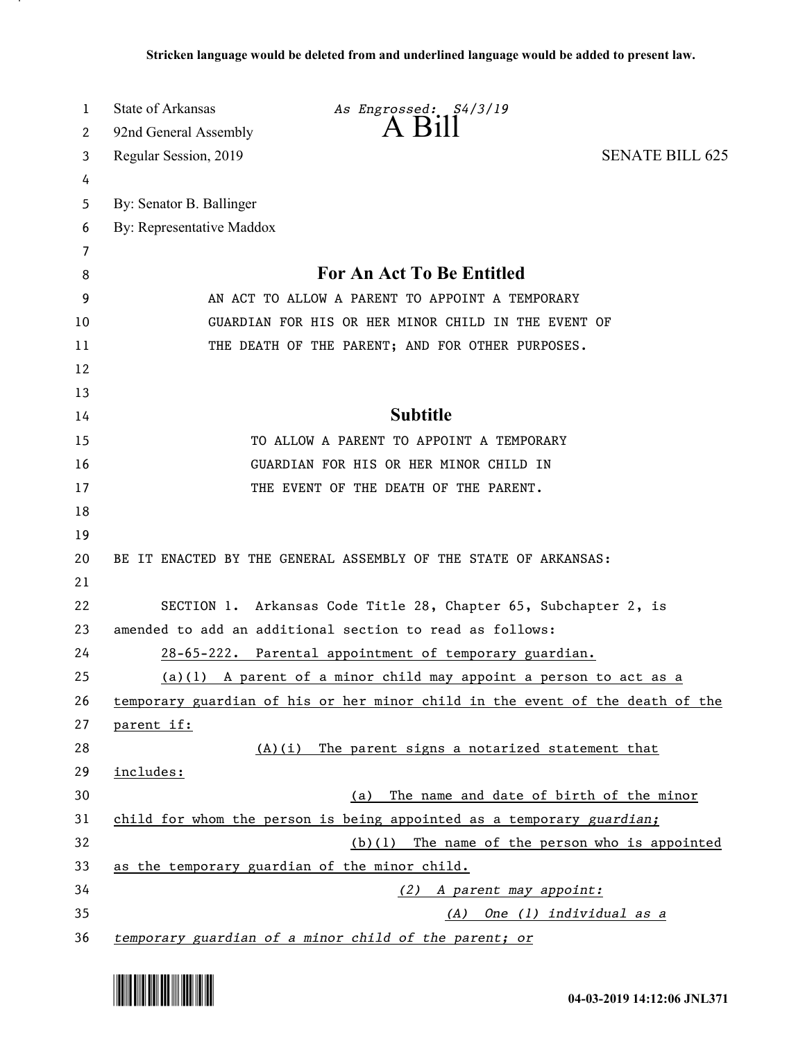**Stricken language would be deleted from and underlined language would be added to present law.**

State of Arkansas — *As Engrossed: S4/3/19*

92nd General Assembly

# A Bill

Regular Session, 2019 — SENATE BILL 625

By: Senator B. Ballinger

By: Representative Maddox

## For An Act To Be Entitled

AN ACT TO ALLOW A PARENT TO APPOINT A TEMPORARY GUARDIAN FOR HIS OR HER MINOR CHILD IN THE EVENT OF THE DEATH OF THE PARENT; AND FOR OTHER PURPOSES.

## Subtitle

TO ALLOW A PARENT TO APPOINT A TEMPORARY GUARDIAN FOR HIS OR HER MINOR CHILD IN THE EVENT OF THE DEATH OF THE PARENT.

BE IT ENACTED BY THE GENERAL ASSEMBLY OF THE STATE OF ARKANSAS:

SECTION 1. Arkansas Code Title 28, Chapter 65, Subchapter 2, is amended to add an additional section to read as follows:

28-65-222. Parental appointment of temporary guardian.

(a)(1) A parent of a minor child may appoint a person to act as a temporary guardian of his or her minor child in the event of the death of the parent if:

(A)(i) The parent signs a notarized statement that includes:

(a) The name and date of birth of the minor child for whom the person is being appointed as a temporary *guardian;*

(b)(1) The name of the person who is appointed as the temporary guardian of the minor child.

*(2) A parent may appoint:*

*(A) One (1) individual as a temporary guardian of a minor child of the parent; or*

04-03-2019 14:12:06 JNL371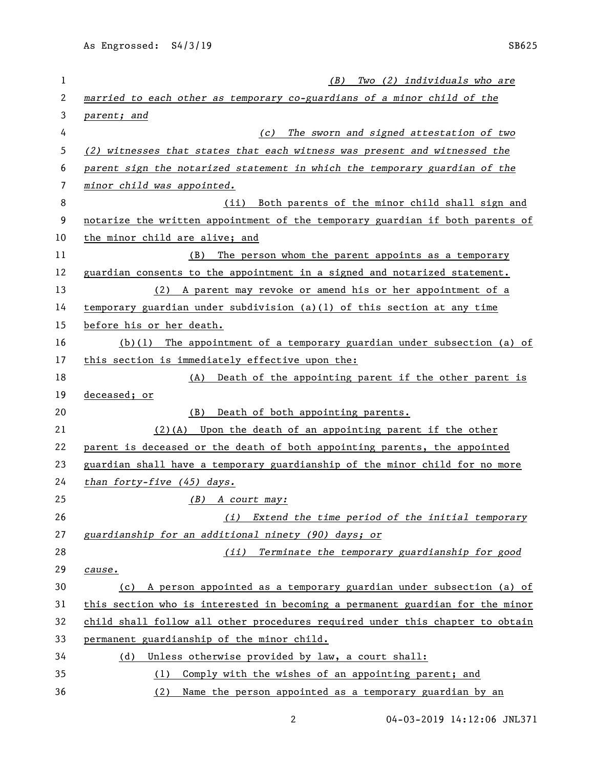(B) Two (2) individuals who are married to each other as temporary co-guardians of a minor child of the parent; and

(c) The sworn and signed attestation of two (2) witnesses that states that each witness was present and witnessed the parent sign the notarized statement in which the temporary guardian of the minor child was appointed.

(ii) Both parents of the minor child shall sign and notarize the written appointment of the temporary guardian if both parents of the minor child are alive; and

(B) The person whom the parent appoints as a temporary guardian consents to the appointment in a signed and notarized statement.

(2) A parent may revoke or amend his or her appointment of a temporary guardian under subdivision (a)(1) of this section at any time before his or her death.

(b)(1) The appointment of a temporary guardian under subsection (a) of this section is immediately effective upon the:

(A) Death of the appointing parent if the other parent is deceased; or

(B) Death of both appointing parents.

(2)(A) Upon the death of an appointing parent if the other parent is deceased or the death of both appointing parents, the appointed guardian shall have a temporary guardianship of the minor child for no more than forty-five (45) days.

(B) A court may:

(i) Extend the time period of the initial temporary guardianship for an additional ninety (90) days; or

(ii) Terminate the temporary guardianship for good cause.

(c) A person appointed as a temporary guardian under subsection (a) of this section who is interested in becoming a permanent guardian for the minor child shall follow all other procedures required under this chapter to obtain permanent guardianship of the minor child.

(d) Unless otherwise provided by law, a court shall:

(1) Comply with the wishes of an appointing parent; and

(2) Name the person appointed as a temporary guardian by an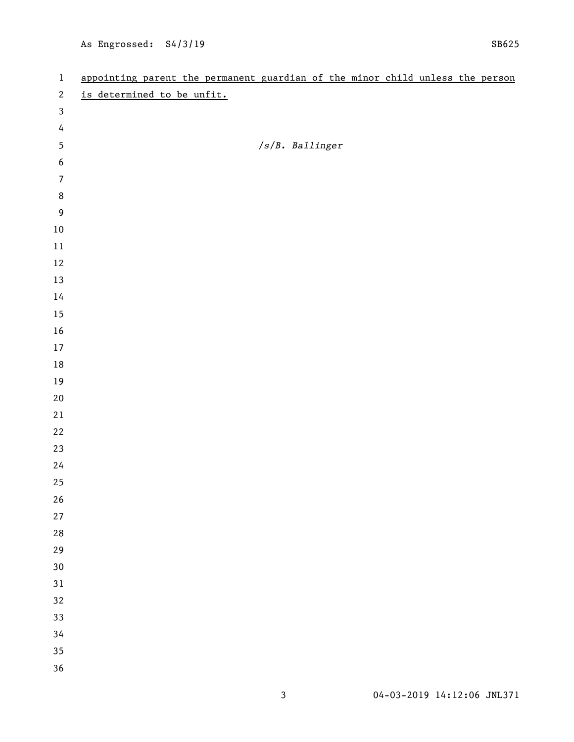appointing parent the permanent guardian of the minor child unless the person is determined to be unfit.

*/s/B. Ballinger*